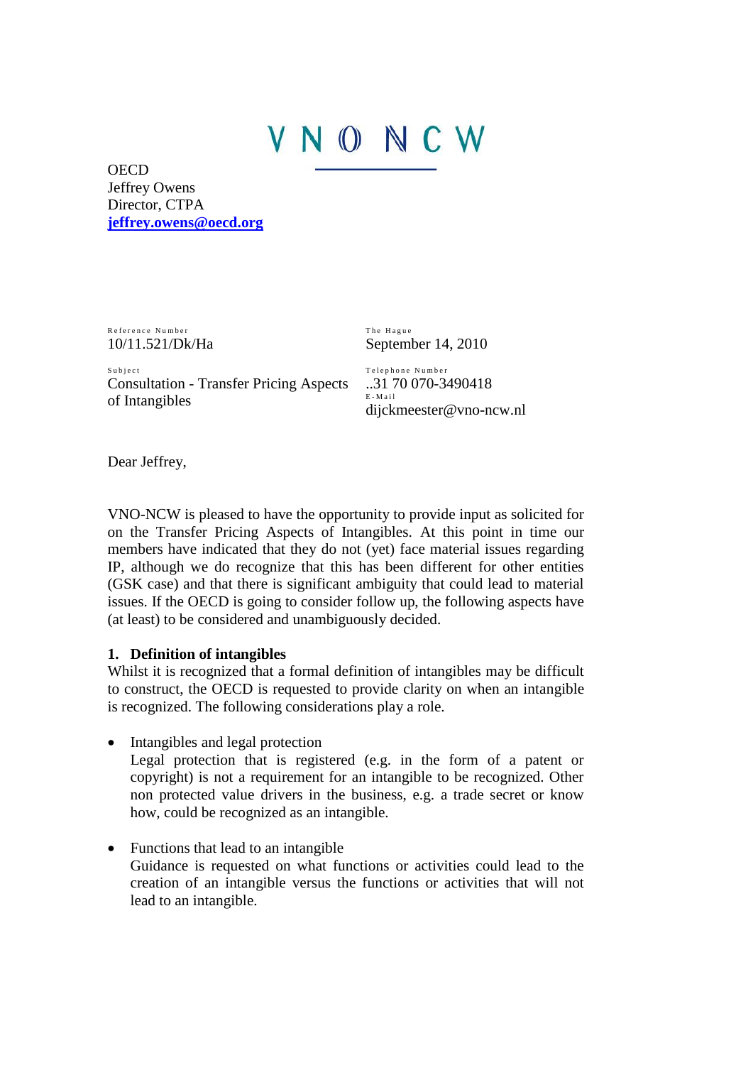# VNO NCW

OECD
Jeffrey Owens
Director, CTPA
**[jeffrey.owens@oecd.org](mailto:jeffrey.owens@oecd.org)**

Reference Number
10/11.521/Dk/Ha

The Hague
September 14, 2010

Subject
Consultation - Transfer Pricing Aspects of Intangibles

Telephone Number
..31 70 070-3490418

E-Mail
dijckmeester@vno-ncw.nl

Dear Jeffrey,

VNO-NCW is pleased to have the opportunity to provide input as solicited for on the Transfer Pricing Aspects of Intangibles. At this point in time our members have indicated that they do not (yet) face material issues regarding IP, although we do recognize that this has been different for other entities (GSK case) and that there is significant ambiguity that could lead to material issues. If the OECD is going to consider follow up, the following aspects have (at least) to be considered and unambiguously decided.

**1. Definition of intangibles**

Whilst it is recognized that a formal definition of intangibles may be difficult to construct, the OECD is requested to provide clarity on when an intangible is recognized. The following considerations play a role.

- Intangibles and legal protection
  Legal protection that is registered (e.g. in the form of a patent or copyright) is not a requirement for an intangible to be recognized. Other non protected value drivers in the business, e.g. a trade secret or know how, could be recognized as an intangible.

- Functions that lead to an intangible
  Guidance is requested on what functions or activities could lead to the creation of an intangible versus the functions or activities that will not lead to an intangible.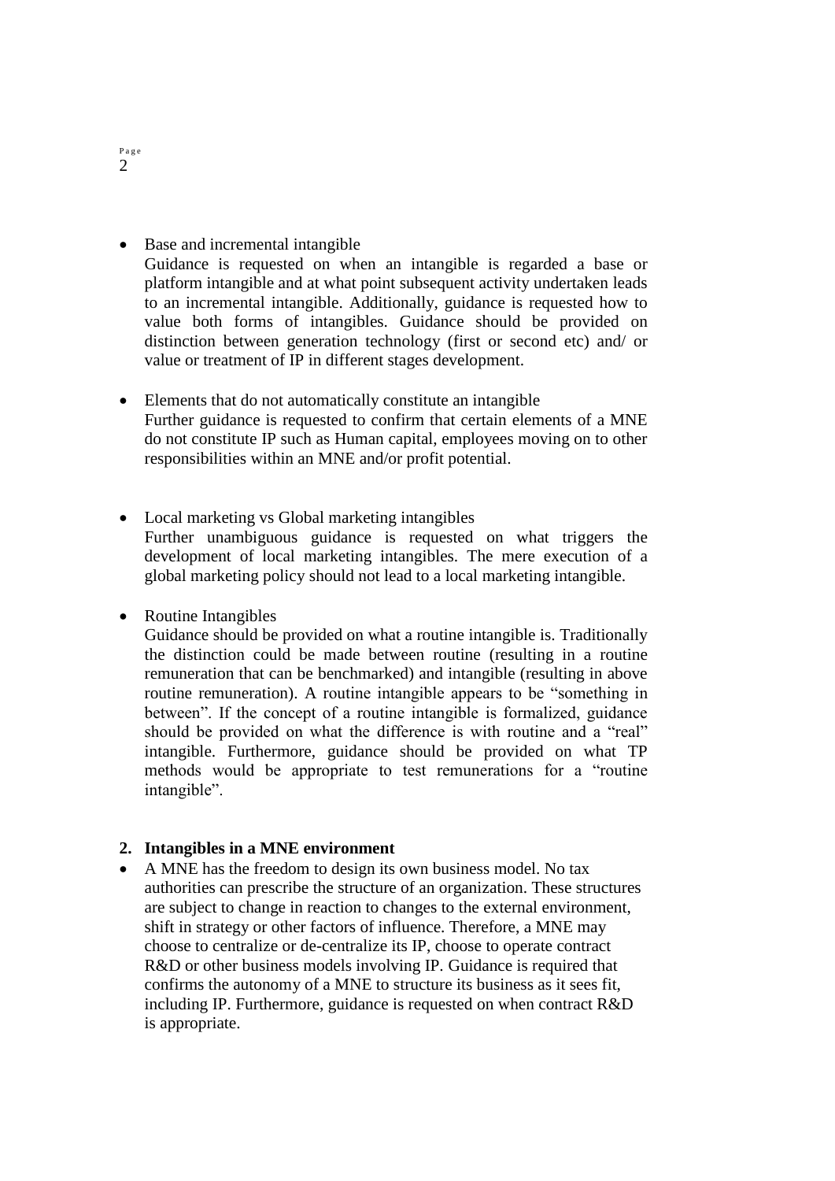- Base and incremental intangible
  Guidance is requested on when an intangible is regarded a base or platform intangible and at what point subsequent activity undertaken leads to an incremental intangible. Additionally, guidance is requested how to value both forms of intangibles. Guidance should be provided on distinction between generation technology (first or second etc) and/ or value or treatment of IP in different stages development.

- Elements that do not automatically constitute an intangible
  Further guidance is requested to confirm that certain elements of a MNE do not constitute IP such as Human capital, employees moving on to other responsibilities within an MNE and/or profit potential.

- Local marketing vs Global marketing intangibles
  Further unambiguous guidance is requested on what triggers the development of local marketing intangibles. The mere execution of a global marketing policy should not lead to a local marketing intangible.

- Routine Intangibles
  Guidance should be provided on what a routine intangible is. Traditionally the distinction could be made between routine (resulting in a routine remuneration that can be benchmarked) and intangible (resulting in above routine remuneration). A routine intangible appears to be "something in between". If the concept of a routine intangible is formalized, guidance should be provided on what the difference is with routine and a "real" intangible. Furthermore, guidance should be provided on what TP methods would be appropriate to test remunerations for a "routine intangible".

**2. Intangibles in a MNE environment**

- A MNE has the freedom to design its own business model. No tax authorities can prescribe the structure of an organization. These structures are subject to change in reaction to changes to the external environment, shift in strategy or other factors of influence. Therefore, a MNE may choose to centralize or de-centralize its IP, choose to operate contract R&D or other business models involving IP. Guidance is required that confirms the autonomy of a MNE to structure its business as it sees fit, including IP. Furthermore, guidance is requested on when contract R&D is appropriate.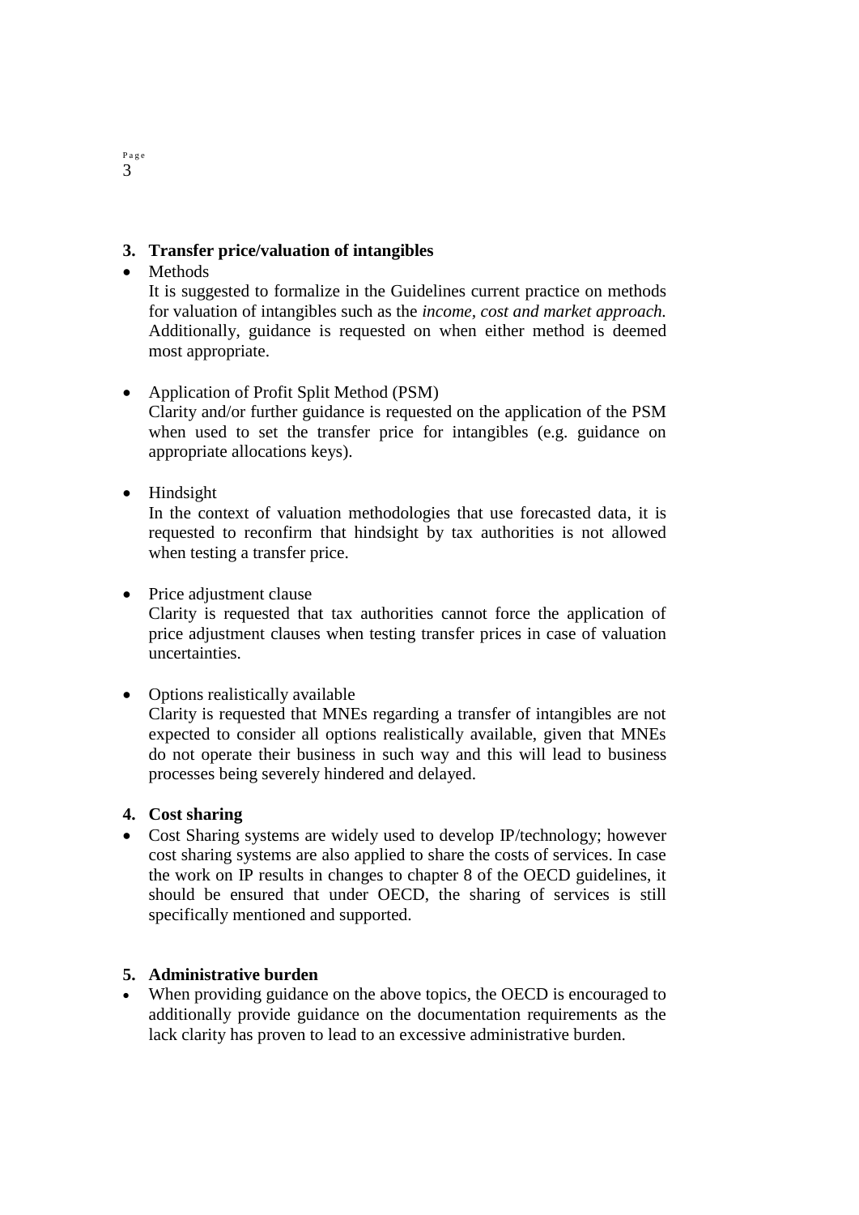## 3. Transfer price/valuation of intangibles

- Methods

  It is suggested to formalize in the Guidelines current practice on methods for valuation of intangibles such as the *income, cost and market approach.* Additionally, guidance is requested on when either method is deemed most appropriate.

- Application of Profit Split Method (PSM)

  Clarity and/or further guidance is requested on the application of the PSM when used to set the transfer price for intangibles (e.g. guidance on appropriate allocations keys).

- Hindsight

  In the context of valuation methodologies that use forecasted data, it is requested to reconfirm that hindsight by tax authorities is not allowed when testing a transfer price.

- Price adjustment clause

  Clarity is requested that tax authorities cannot force the application of price adjustment clauses when testing transfer prices in case of valuation uncertainties.

- Options realistically available

  Clarity is requested that MNEs regarding a transfer of intangibles are not expected to consider all options realistically available, given that MNEs do not operate their business in such way and this will lead to business processes being severely hindered and delayed.

## 4. Cost sharing

- Cost Sharing systems are widely used to develop IP/technology; however cost sharing systems are also applied to share the costs of services. In case the work on IP results in changes to chapter 8 of the OECD guidelines, it should be ensured that under OECD, the sharing of services is still specifically mentioned and supported.

## 5. Administrative burden

- When providing guidance on the above topics, the OECD is encouraged to additionally provide guidance on the documentation requirements as the lack clarity has proven to lead to an excessive administrative burden.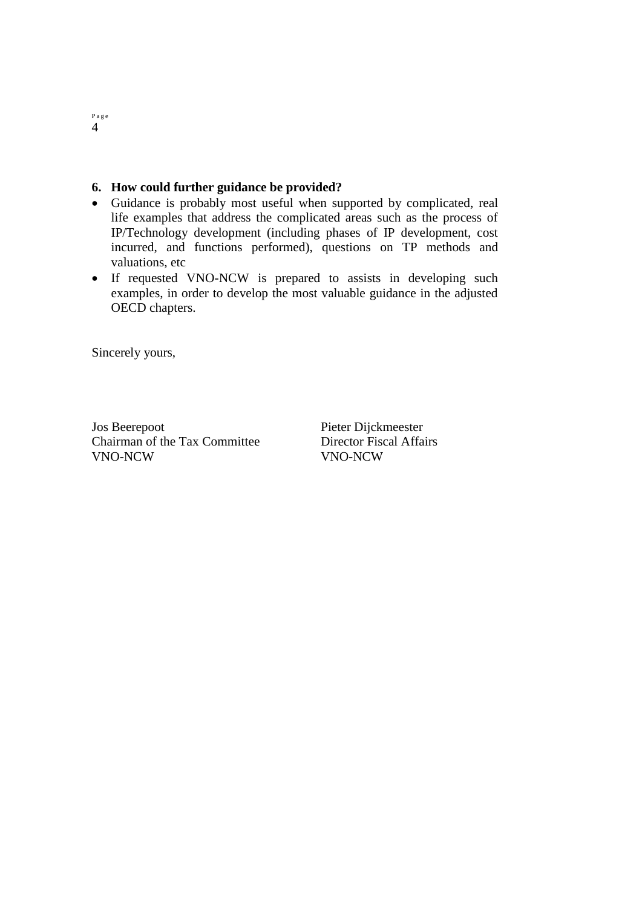**6. How could further guidance be provided?**

- Guidance is probably most useful when supported by complicated, real life examples that address the complicated areas such as the process of IP/Technology development (including phases of IP development, cost incurred, and functions performed), questions on TP methods and valuations, etc
- If requested VNO-NCW is prepared to assists in developing such examples, in order to develop the most valuable guidance in the adjusted OECD chapters.

Sincerely yours,

Jos Beerepoot
Chairman of the Tax Committee
VNO-NCW

Pieter Dijckmeester
Director Fiscal Affairs
VNO-NCW